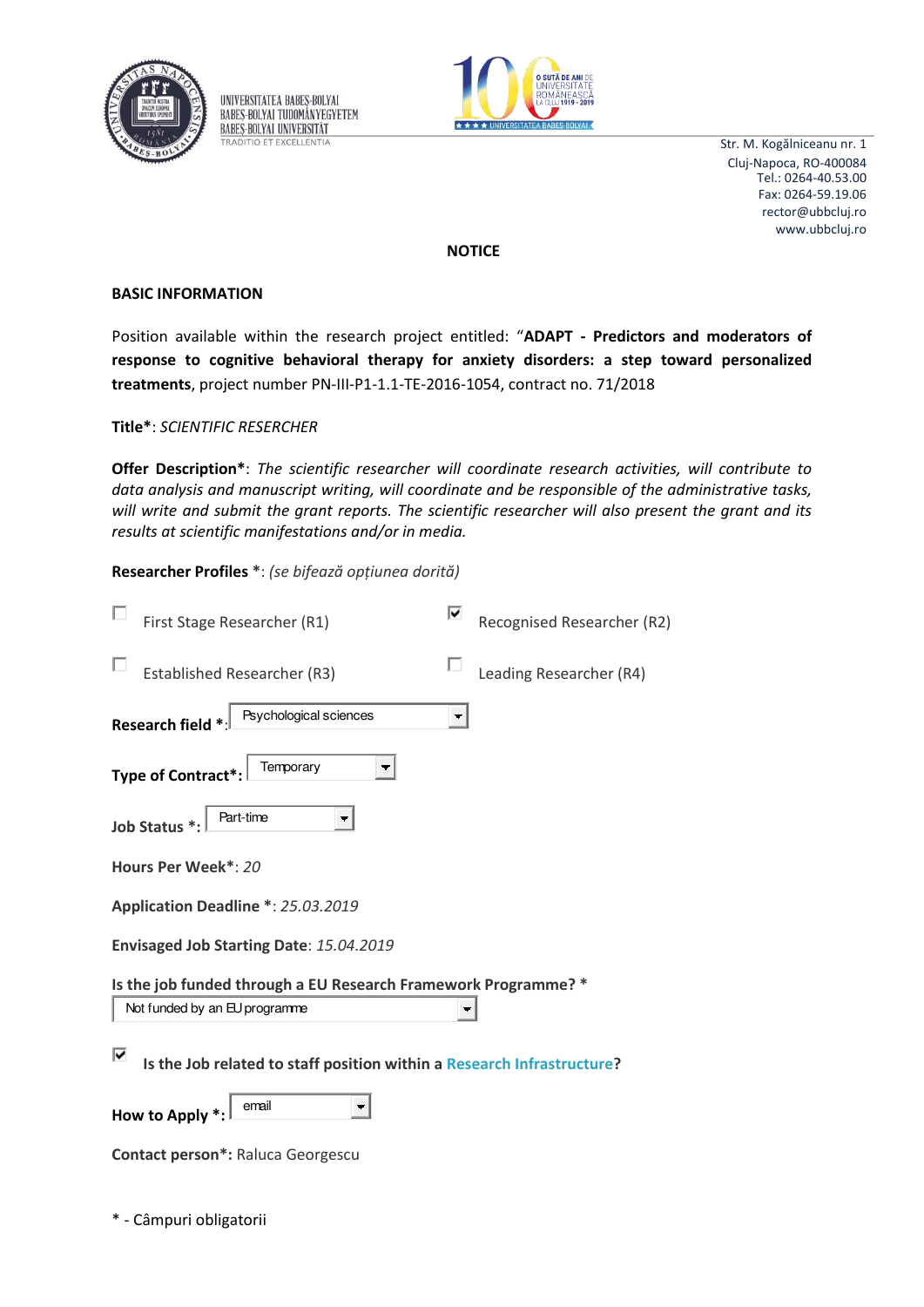UNIVERSITATEA BABEŞ-BOLYAI
BABEŞ-BOLYAI TUDOMÁNYEGYETEM
BABEŞ-BOLYAI UNIVERSITÄT
TRADITIO ET EXCELLENTIA

Str. M. Kogălniceanu nr. 1
Cluj-Napoca, RO-400084
Tel.: 0264-40.53.00
Fax: 0264-59.19.06
rector@ubbcluj.ro
www.ubbcluj.ro

# NOTICE

## BASIC INFORMATION

Position available within the research project entitled: "**ADAPT - Predictors and moderators of response to cognitive behavioral therapy for anxiety disorders: a step toward personalized treatments**, project number PN-III-P1-1.1-TE-2016-1054, contract no. 71/2018

**Title***: *SCIENTIFIC RESERCHER*

**Offer Description***: *The scientific researcher will coordinate research activities, will contribute to data analysis and manuscript writing, will coordinate and be responsible of the administrative tasks, will write and submit the grant reports. The scientific researcher will also present the grant and its results at scientific manifestations and/or in media.*

**Researcher Profiles** *: *(se bifează opțiunea dorită)*

- ☐ First Stage Researcher (R1)
- ☑ Recognised Researcher (R2)
- ☐ Established Researcher (R3)
- ☐ Leading Researcher (R4)

**Research field** *: Psychological sciences

**Type of Contract***: Temporary

**Job Status** *: Part-time

**Hours Per Week***: *20*

**Application Deadline** *: *25.03.2019*

**Envisaged Job Starting Date**: *15.04.2019*

**Is the job funded through a EU Research Framework Programme?** *

Not funded by an EU programme

☑ **Is the Job related to staff position within a Research Infrastructure?**

**How to Apply** *: email

**Contact person***: Raluca Georgescu

* - Câmpuri obligatorii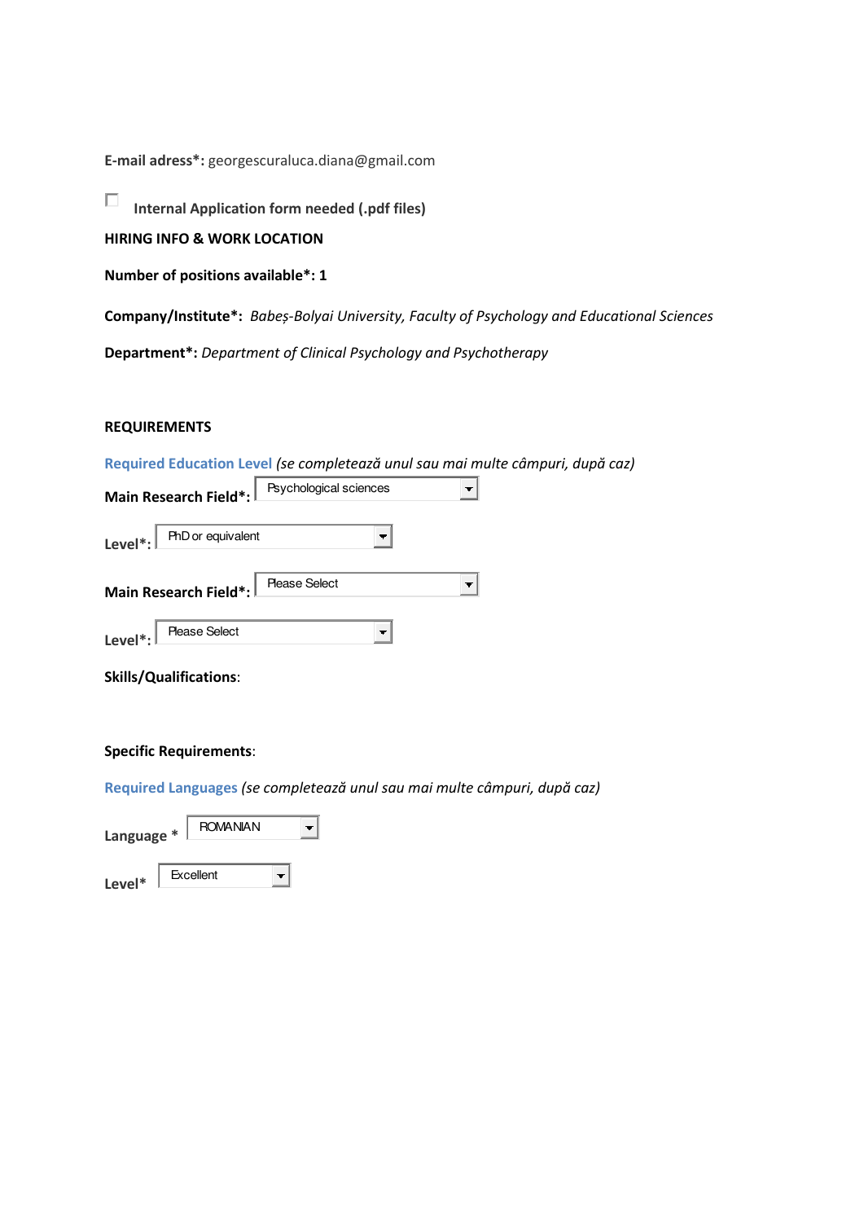**E-mail adress\*:** georgescuraluca.diana@gmail.com

☐ **Internal Application form needed (.pdf files)**

**HIRING INFO & WORK LOCATION**

**Number of positions available\*: 1**

**Company/Institute\*:** *Babeș-Bolyai University, Faculty of Psychology and Educational Sciences*

**Department\*:** *Department of Clinical Psychology and Psychotherapy*

**REQUIREMENTS**

Required Education Level *(se completează unul sau mai multe câmpuri, după caz)*

**Main Research Field\*:** Psychological sciences

**Level\*:** PhD or equivalent

**Main Research Field\*:** Please Select

**Level\*:** Please Select

**Skills/Qualifications**:

**Specific Requirements**:

Required Languages *(se completează unul sau mai multe câmpuri, după caz)*

**Language \*** ROMANIAN

**Level\*** Excellent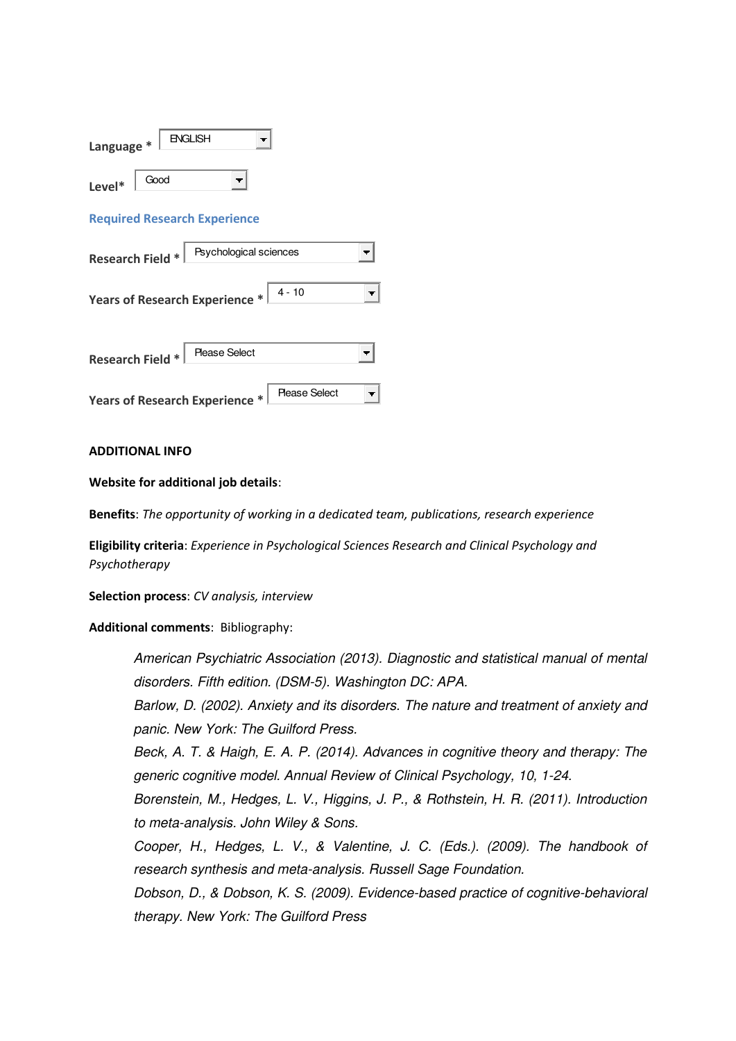**Language** * ENGLISH

**Level*** Good

## Required Research Experience

**Research Field** * Psychological sciences

**Years of Research Experience** * 4 - 10

**Research Field** * Please Select

**Years of Research Experience** * Please Select

**ADDITIONAL INFO**

**Website for additional job details**:

**Benefits**: *The opportunity of working in a dedicated team, publications, research experience*

**Eligibility criteria**: *Experience in Psychological Sciences Research and Clinical Psychology and Psychotherapy*

**Selection process**: *CV analysis, interview*

**Additional comments**: Bibliography:

> *American Psychiatric Association (2013). Diagnostic and statistical manual of mental disorders. Fifth edition. (DSM-5). Washington DC: APA.*
> *Barlow, D. (2002). Anxiety and its disorders. The nature and treatment of anxiety and panic. New York: The Guilford Press.*
> *Beck, A. T. & Haigh, E. A. P. (2014). Advances in cognitive theory and therapy: The generic cognitive model. Annual Review of Clinical Psychology, 10, 1-24.*
> *Borenstein, M., Hedges, L. V., Higgins, J. P., & Rothstein, H. R. (2011). Introduction to meta-analysis. John Wiley & Sons.*
> *Cooper, H., Hedges, L. V., & Valentine, J. C. (Eds.). (2009). The handbook of research synthesis and meta-analysis. Russell Sage Foundation.*
> *Dobson, D., & Dobson, K. S. (2009). Evidence-based practice of cognitive-behavioral therapy. New York: The Guilford Press*